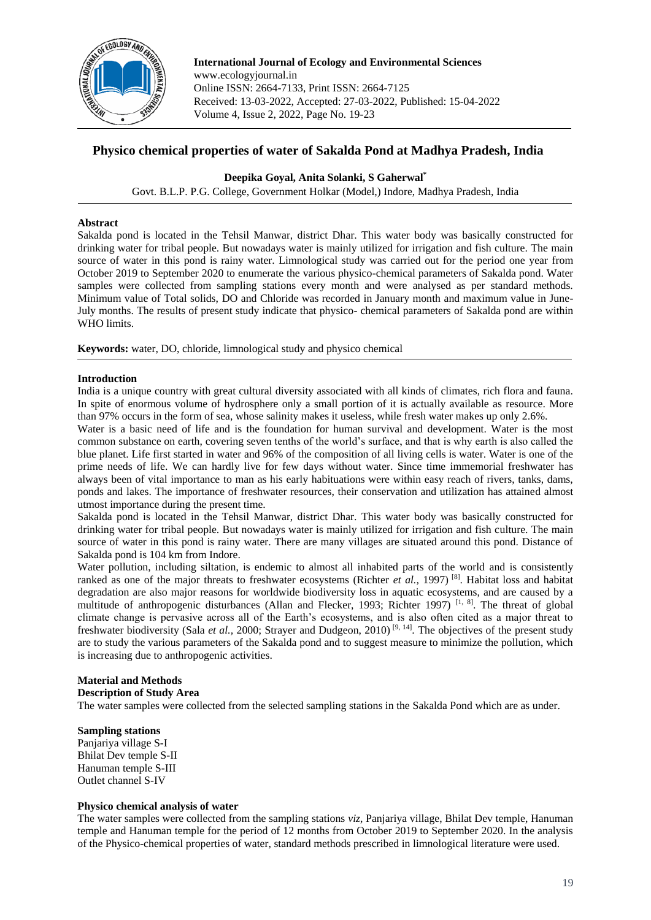**International Journal of Ecology and Environmental Sciences**
www.ecologyjournal.in
Online ISSN: 2664-7133, Print ISSN: 2664-7125
Received: 13-03-2022, Accepted: 27-03-2022, Published: 15-04-2022
Volume 4, Issue 2, 2022, Page No. 19-23

# Physico chemical properties of water of Sakalda Pond at Madhya Pradesh, India

**Deepika Goyal, Anita Solanki, S Gaherwal\***

Govt. B.L.P. P.G. College, Government Holkar (Model,) Indore, Madhya Pradesh, India

## Abstract

Sakalda pond is located in the Tehsil Manwar, district Dhar. This water body was basically constructed for drinking water for tribal people. But nowadays water is mainly utilized for irrigation and fish culture. The main source of water in this pond is rainy water. Limnological study was carried out for the period one year from October 2019 to September 2020 to enumerate the various physico-chemical parameters of Sakalda pond. Water samples were collected from sampling stations every month and were analysed as per standard methods. Minimum value of Total solids, DO and Chloride was recorded in January month and maximum value in June-July months. The results of present study indicate that physico- chemical parameters of Sakalda pond are within WHO limits.

**Keywords:** water, DO, chloride, limnological study and physico chemical

## Introduction

India is a unique country with great cultural diversity associated with all kinds of climates, rich flora and fauna. In spite of enormous volume of hydrosphere only a small portion of it is actually available as resource. More than 97% occurs in the form of sea, whose salinity makes it useless, while fresh water makes up only 2.6%.

Water is a basic need of life and is the foundation for human survival and development. Water is the most common substance on earth, covering seven tenths of the world's surface, and that is why earth is also called the blue planet. Life first started in water and 96% of the composition of all living cells is water. Water is one of the prime needs of life. We can hardly live for few days without water. Since time immemorial freshwater has always been of vital importance to man as his early habituations were within easy reach of rivers, tanks, dams, ponds and lakes. The importance of freshwater resources, their conservation and utilization has attained almost utmost importance during the present time.

Sakalda pond is located in the Tehsil Manwar, district Dhar. This water body was basically constructed for drinking water for tribal people. But nowadays water is mainly utilized for irrigation and fish culture. The main source of water in this pond is rainy water. There are many villages are situated around this pond. Distance of Sakalda pond is 104 km from Indore.

Water pollution, including siltation, is endemic to almost all inhabited parts of the world and is consistently ranked as one of the major threats to freshwater ecosystems (Richter *et al.,* 1997) [8]. Habitat loss and habitat degradation are also major reasons for worldwide biodiversity loss in aquatic ecosystems, and are caused by a multitude of anthropogenic disturbances (Allan and Flecker, 1993; Richter 1997) [1, 8]. The threat of global climate change is pervasive across all of the Earth's ecosystems, and is also often cited as a major threat to freshwater biodiversity (Sala *et al.,* 2000; Strayer and Dudgeon, 2010) [9, 14]. The objectives of the present study are to study the various parameters of the Sakalda pond and to suggest measure to minimize the pollution, which is increasing due to anthropogenic activities.

## Material and Methods

### Description of Study Area

The water samples were collected from the selected sampling stations in the Sakalda Pond which are as under.

**Sampling stations**

Panjariya village S-I
Bhilat Dev temple S-II
Hanuman temple S-III
Outlet channel S-IV

### Physico chemical analysis of water

The water samples were collected from the sampling stations *viz,* Panjariya village, Bhilat Dev temple, Hanuman temple and Hanuman temple for the period of 12 months from October 2019 to September 2020. In the analysis of the Physico-chemical properties of water, standard methods prescribed in limnological literature were used.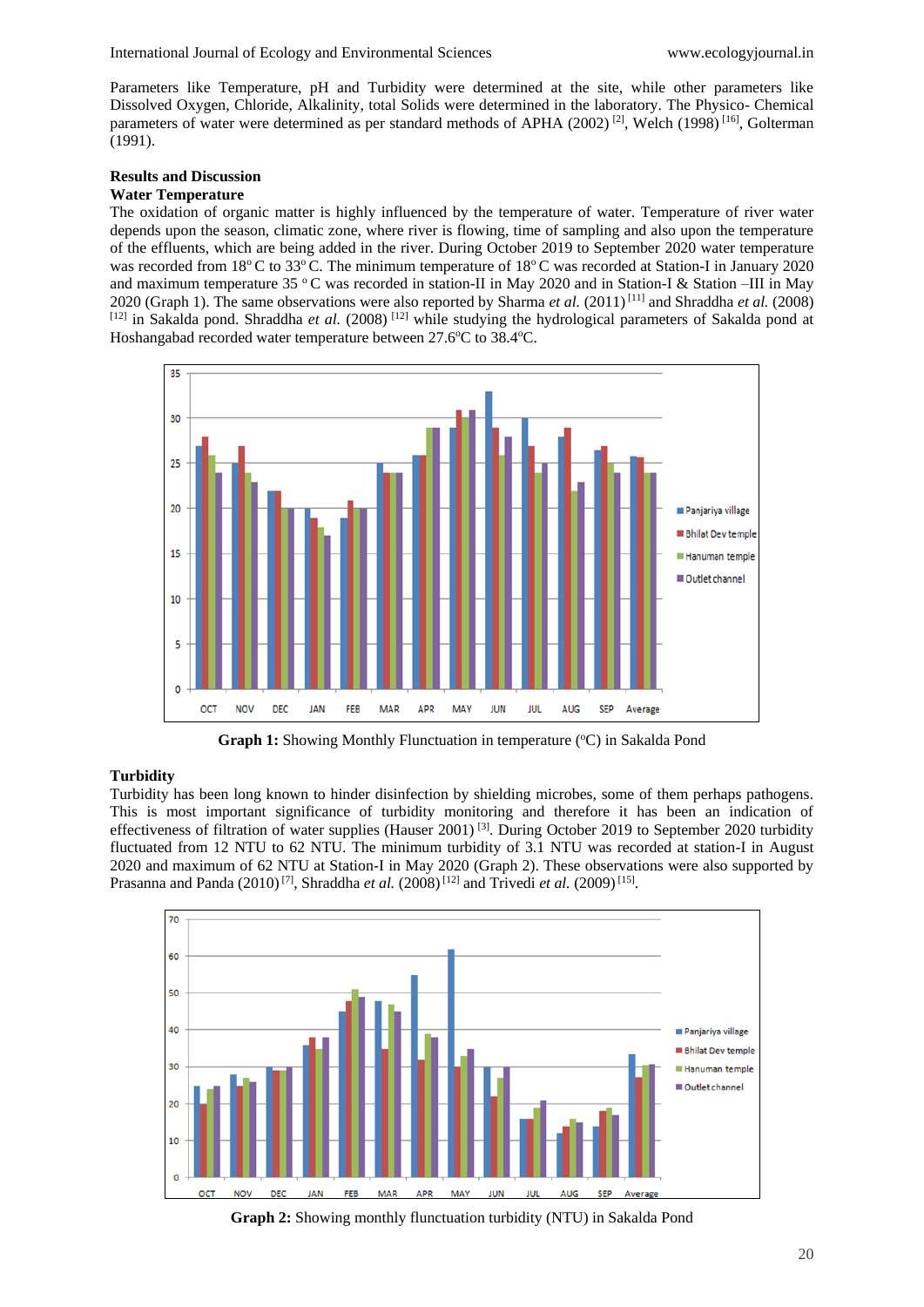Parameters like Temperature, pH and Turbidity were determined at the site, while other parameters like Dissolved Oxygen, Chloride, Alkalinity, total Solids were determined in the laboratory. The Physico- Chemical parameters of water were determined as per standard methods of APHA (2002) [2], Welch (1998) [16], Golterman (1991).

## Results and Discussion

### Water Temperature

The oxidation of organic matter is highly influenced by the temperature of water. Temperature of river water depends upon the season, climatic zone, where river is flowing, time of sampling and also upon the temperature of the effluents, which are being added in the river. During October 2019 to September 2020 water temperature was recorded from 18°C to 33°C. The minimum temperature of 18°C was recorded at Station-I in January 2020 and maximum temperature 35 °C was recorded in station-II in May 2020 and in Station-I & Station –III in May 2020 (Graph 1). The same observations were also reported by Sharma *et al.* (2011) [11] and Shraddha *et al.* (2008) [12] in Sakalda pond. Shraddha *et al.* (2008) [12] while studying the hydrological parameters of Sakalda pond at Hoshangabad recorded water temperature between 27.6°C to 38.4°C.

**Graph 1:** Showing Monthly Flunctuation in temperature (°C) in Sakalda Pond

### Turbidity

Turbidity has been long known to hinder disinfection by shielding microbes, some of them perhaps pathogens. This is most important significance of turbidity monitoring and therefore it has been an indication of effectiveness of filtration of water supplies (Hauser 2001) [3]. During October 2019 to September 2020 turbidity fluctuated from 12 NTU to 62 NTU. The minimum turbidity of 3.1 NTU was recorded at station-I in August 2020 and maximum of 62 NTU at Station-I in May 2020 (Graph 2). These observations were also supported by Prasanna and Panda (2010) [7], Shraddha *et al.* (2008) [12] and Trivedi *et al.* (2009) [15].

**Graph 2:** Showing monthly flunctuation turbidity (NTU) in Sakalda Pond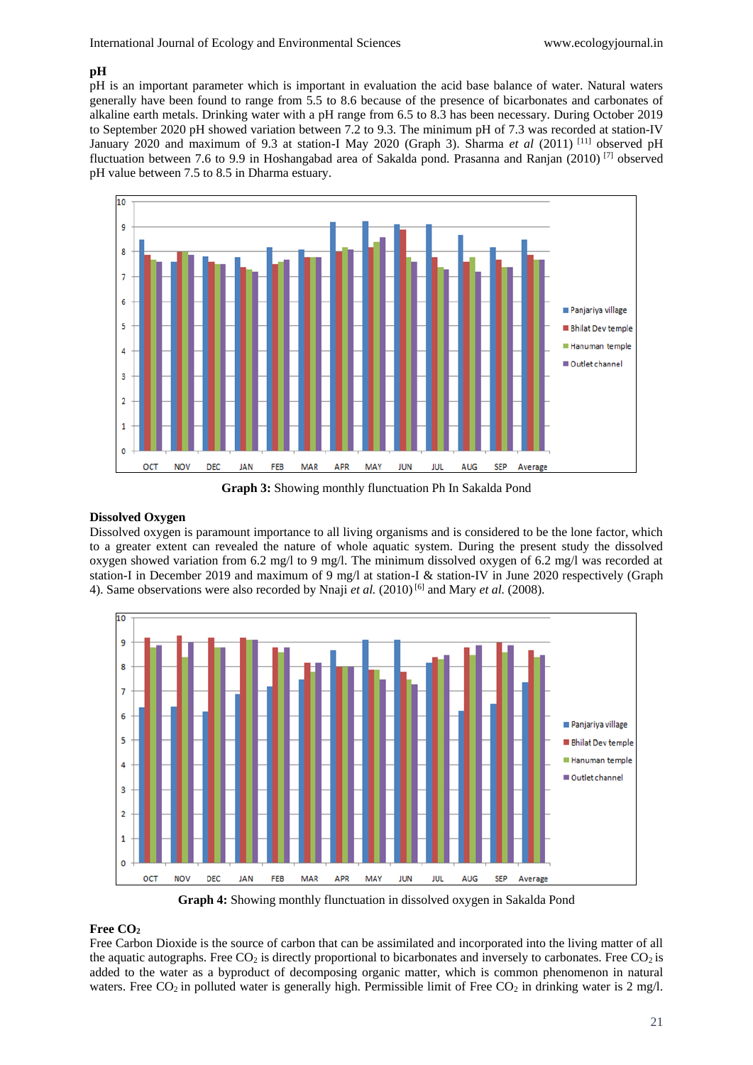## pH

pH is an important parameter which is important in evaluation the acid base balance of water. Natural waters generally have been found to range from 5.5 to 8.6 because of the presence of bicarbonates and carbonates of alkaline earth metals. Drinking water with a pH range from 6.5 to 8.3 has been necessary. During October 2019 to September 2020 pH showed variation between 7.2 to 9.3. The minimum pH of 7.3 was recorded at station-IV January 2020 and maximum of 9.3 at station-I May 2020 (Graph 3). Sharma *et al* (2011) [11] observed pH fluctuation between 7.6 to 9.9 in Hoshangabad area of Sakalda pond. Prasanna and Ranjan (2010) [7] observed pH value between 7.5 to 8.5 in Dharma estuary.

**Graph 3:** Showing monthly flunctuation Ph In Sakalda Pond

## Dissolved Oxygen

Dissolved oxygen is paramount importance to all living organisms and is considered to be the lone factor, which to a greater extent can revealed the nature of whole aquatic system. During the present study the dissolved oxygen showed variation from 6.2 mg/l to 9 mg/l. The minimum dissolved oxygen of 6.2 mg/l was recorded at station-I in December 2019 and maximum of 9 mg/l at station-I & station-IV in June 2020 respectively (Graph 4). Same observations were also recorded by Nnaji *et al.* (2010) [6] and Mary *et al.* (2008).

**Graph 4:** Showing monthly flunctuation in dissolved oxygen in Sakalda Pond

## Free $CO_2$

Free Carbon Dioxide is the source of carbon that can be assimilated and incorporated into the living matter of all the aquatic autographs. Free $CO_2$ is directly proportional to bicarbonates and inversely to carbonates. Free $CO_2$ is added to the water as a byproduct of decomposing organic matter, which is common phenomenon in natural waters. Free $CO_2$ in polluted water is generally high. Permissible limit of Free $CO_2$ in drinking water is 2 mg/l.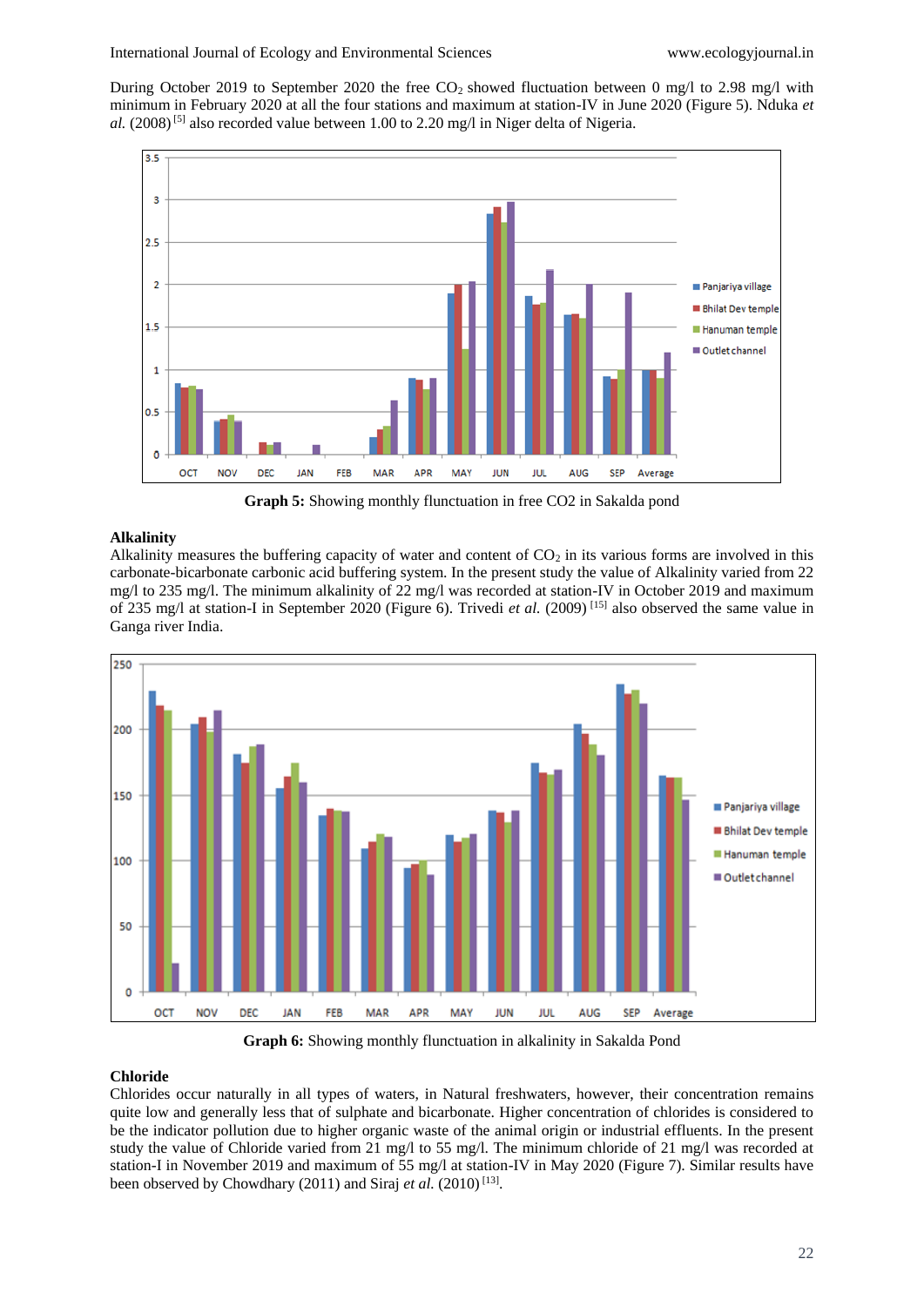During October 2019 to September 2020 the free $CO_2$ showed fluctuation between 0 mg/l to 2.98 mg/l with minimum in February 2020 at all the four stations and maximum at station-IV in June 2020 (Figure 5). Nduka *et al.* (2008) [5] also recorded value between 1.00 to 2.20 mg/l in Niger delta of Nigeria.

**Graph 5:** Showing monthly flunctuation in free CO2 in Sakalda pond

**Alkalinity**

Alkalinity measures the buffering capacity of water and content of $CO_2$ in its various forms are involved in this carbonate-bicarbonate carbonic acid buffering system. In the present study the value of Alkalinity varied from 22 mg/l to 235 mg/l. The minimum alkalinity of 22 mg/l was recorded at station-IV in October 2019 and maximum of 235 mg/l at station-I in September 2020 (Figure 6). Trivedi *et al.* (2009) [15] also observed the same value in Ganga river India.

**Graph 6:** Showing monthly flunctuation in alkalinity in Sakalda Pond

**Chloride**

Chlorides occur naturally in all types of waters, in Natural freshwaters, however, their concentration remains quite low and generally less that of sulphate and bicarbonate. Higher concentration of chlorides is considered to be the indicator of organic pollution due to higher organic waste of the animal origin or industrial effluents. In the present study the value of Chloride varied from 21 mg/l to 55 mg/l. The minimum chloride of 21 mg/l was recorded at station-I in November 2019 and maximum of 55 mg/l at station-IV in May 2020 (Figure 7). Similar results have been observed by Chowdhary (2011) and Siraj *et al.* (2010) [13].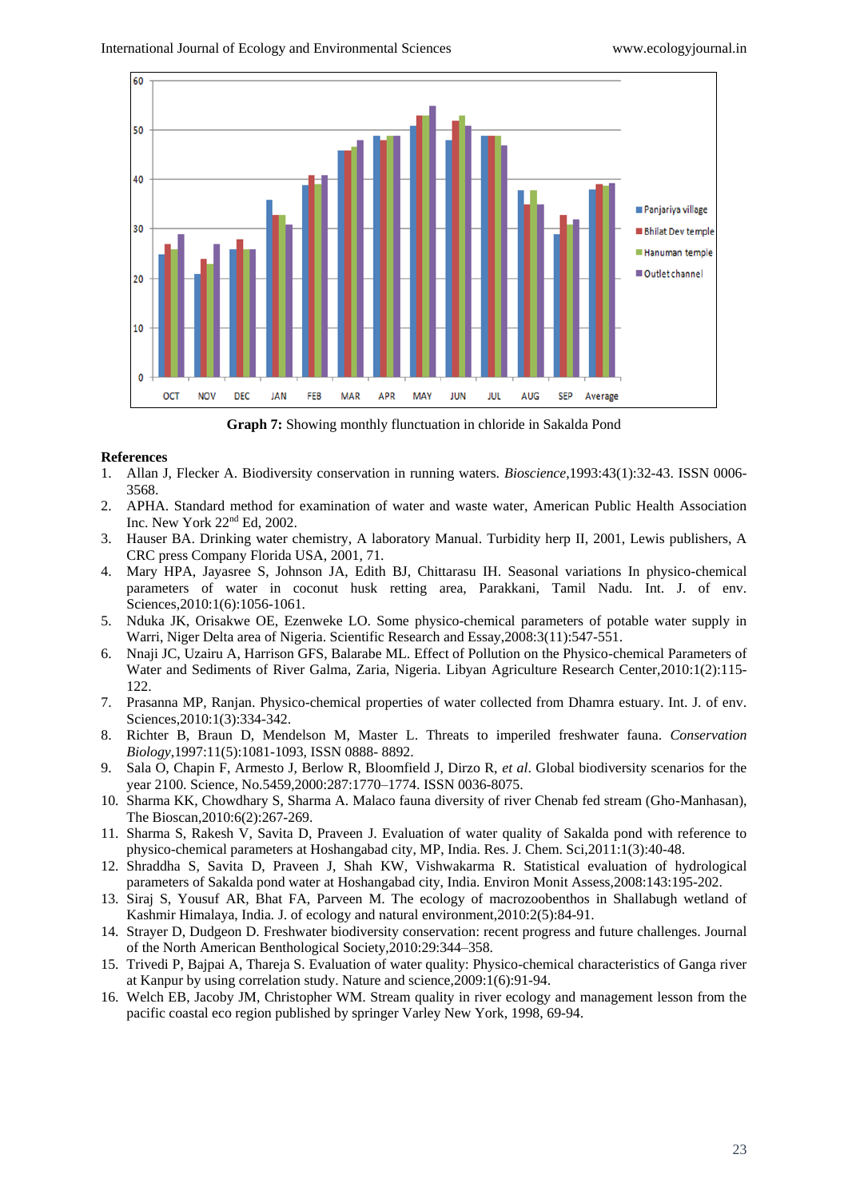60
50
40
30
20
10
0

OCT NOV DEC JAN FEB MAR APR MAY JUN JUL AUG SEP Average

Panjariya village
Bhilat Dev temple
Hanuman temple
Outlet channel

**Graph 7:** Showing monthly flunctuation in chloride in Sakalda Pond

## References

1. Allan J, Flecker A. Biodiversity conservation in running waters. *Bioscience*,1993:43(1):32-43. ISSN 0006-3568.
2. APHA. Standard method for examination of water and waste water, American Public Health Association Inc. New York 22nd Ed, 2002.
3. Hauser BA. Drinking water chemistry, A laboratory Manual. Turbidity herp II, 2001, Lewis publishers, A CRC press Company Florida USA, 2001, 71.
4. Mary HPA, Jayasree S, Johnson JA, Edith BJ, Chittarasu IH. Seasonal variations In physico-chemical parameters of water in coconut husk retting area, Parakkani, Tamil Nadu. Int. J. of env. Sciences,2010:1(6):1056-1061.
5. Nduka JK, Orisakwe OE, Ezenweke LO. Some physico-chemical parameters of potable water supply in Warri, Niger Delta area of Nigeria. Scientific Research and Essay,2008:3(11):547-551.
6. Nnaji JC, Uzairu A, Harrison GFS, Balarabe ML. Effect of Pollution on the Physico-chemical Parameters of Water and Sediments of River Galma, Zaria, Nigeria. Libyan Agriculture Research Center,2010:1(2):115-122.
7. Prasanna MP, Ranjan. Physico-chemical properties of water collected from Dhamra estuary. Int. J. of env. Sciences,2010:1(3):334-342.
8. Richter B, Braun D, Mendelson M, Master L. Threats to imperiled freshwater fauna. *Conservation Biology*,1997:11(5):1081-1093, ISSN 0888- 8892.
9. Sala O, Chapin F, Armesto J, Berlow R, Bloomfield J, Dirzo R, *et al*. Global biodiversity scenarios for the year 2100. Science, No.5459,2000:287:1770–1774. ISSN 0036-8075.
10. Sharma KK, Chowdhary S, Sharma A. Malaco fauna diversity of river Chenab fed stream (Gho-Manhasan), The Bioscan,2010:6(2):267-269.
11. Sharma S, Rakesh V, Savita D, Praveen J. Evaluation of water quality of Sakalda pond with reference to physico-chemical parameters at Hoshangabad city, MP, India. Res. J. Chem. Sci,2011:1(3):40-48.
12. Shraddha S, Savita D, Praveen J, Shah KW, Vishwakarma R. Statistical evaluation of hydrological parameters of Sakalda pond water at Hoshangabad city, India. Environ Monit Assess,2008:143:195-202.
13. Siraj S, Yousuf AR, Bhat FA, Parveen M. The ecology of macrozoobenthos in Shallabugh wetland of Kashmir Himalaya, India. J. of ecology and natural environment,2010:2(5):84-91.
14. Strayer D, Dudgeon D. Freshwater biodiversity conservation: recent progress and future challenges. Journal of the North American Benthological Society,2010:29:344–358.
15. Trivedi P, Bajpai A, Thareja S. Evaluation of water quality: Physico-chemical characteristics of Ganga river at Kanpur by using correlation study. Nature and science,2009:1(6):91-94.
16. Welch EB, Jacoby JM, Christopher WM. Stream quality in river ecology and management lesson from the pacific coastal eco region published by springer Varley New York, 1998, 69-94.